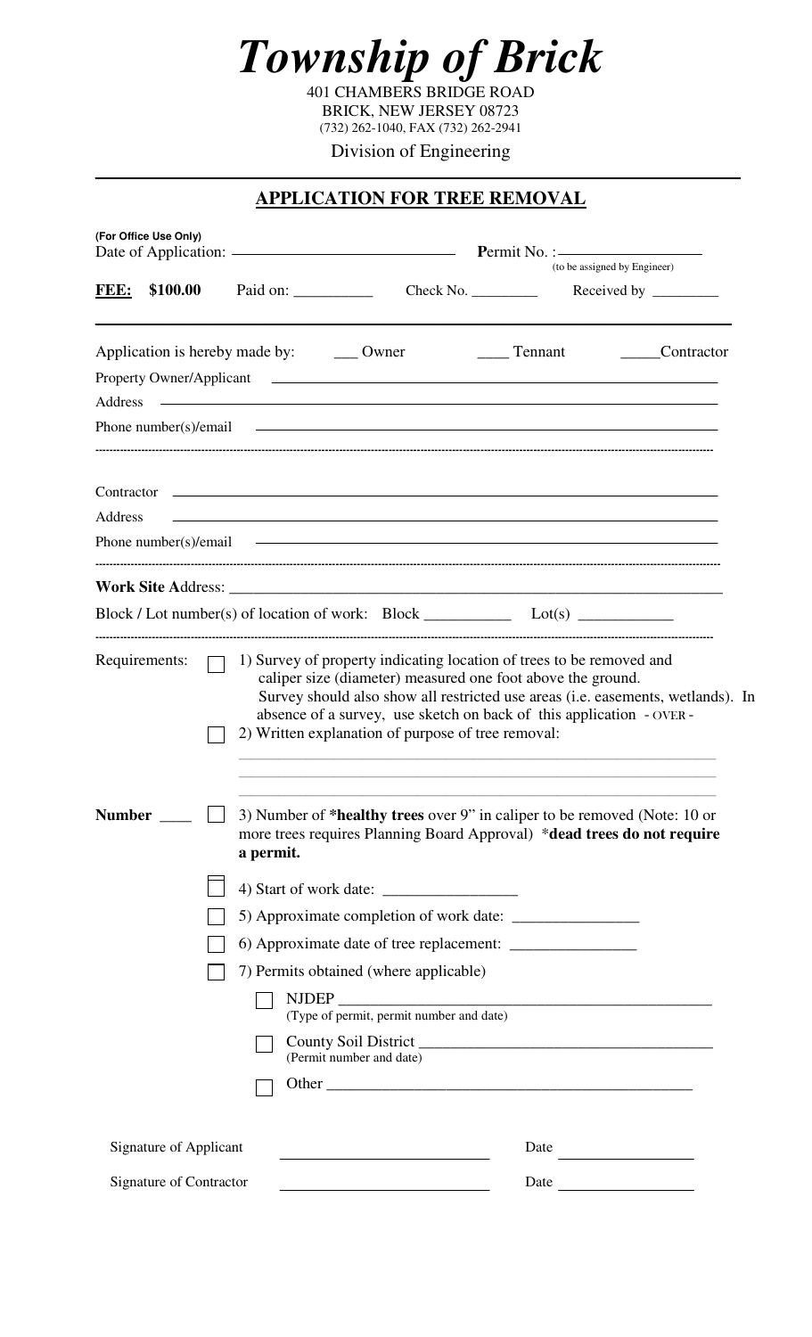# *Township of Brick*

401 CHAMBERS BRIDGE ROAD
BRICK, NEW JERSEY 08723
(732) 262-1040, FAX (732) 262-2941

Division of Engineering

## APPLICATION FOR TREE REMOVAL

**(For Office Use Only)**
Date of Application: ______________________ **P**ermit No. : ______________
(to be assigned by Engineer)

**FEE: $100.00** Paid on: __________ Check No. _________ Received by _________

Application is hereby made by: ___ Owner ___ Tennant _____Contractor

Property Owner/Applicant ______________________________________________

Address ______________________________________________

Phone number(s)/email ______________________________________________

Contractor ______________________________________________

Address ______________________________________________

Phone number(s)/email ______________________________________________

**Work Site A**ddress: ______________________________________________

Block / Lot number(s) of location of work: Block ___________ Lot(s) ___________

Requirements:

- ☐ 1) Survey of property indicating location of trees to be removed and caliper size (diameter) measured one foot above the ground. Survey should also show all restricted use areas (i.e. easements, wetlands). In absence of a survey, use sketch on back of this application - OVER -
- ☐ 2) Written explanation of purpose of tree removal:

______________________________________________

______________________________________________

______________________________________________

**Number** ____ ☐ 3) Number of ***healthy trees** over 9" in caliper to be removed (Note: 10 or more trees requires Planning Board Approval) ***dead trees do not require a permit.**

- ☐ 4) Start of work date: _________________
- ☐ 5) Approximate completion of work date: _______________
- ☐ 6) Approximate date of tree replacement: _______________
- ☐ 7) Permits obtained (where applicable)
  - ☐ NJDEP ______________________________________________
    (Type of permit, permit number and date)
  - ☐ County Soil District ______________________________________________
    (Permit number and date)
  - ☐ Other ______________________________________________

Signature of Applicant ______________________ Date ______________

Signature of Contractor ______________________ Date ______________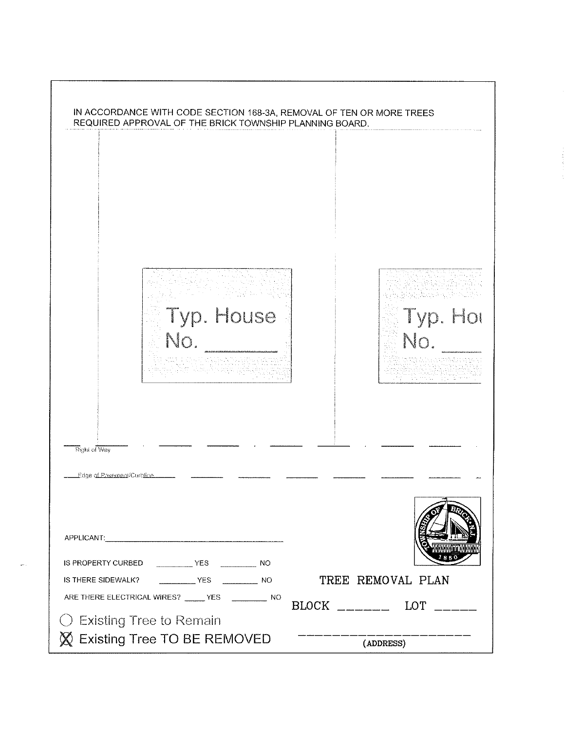IN ACCORDANCE WITH CODE SECTION 168-3A, REMOVAL OF TEN OR MORE TREES REQUIRED APPROVAL OF THE BRICK TOWNSHIP PLANNING BOARD.

Typ. House No. ______

Typ. Hou No. ____

Right of Way

Edge of Pavement/Curbline

APPLICANT: ________________________________

IS PROPERTY CURBED ________ YES ________ NO

IS THERE SIDEWALK? ________ YES ________ NO

ARE THERE ELECTRICAL WIRES? _____ YES ________ NO

○ Existing Tree to Remain

⊗ Existing Tree TO BE REMOVED

TOWNSHIP OF BRICK • N.J. 1850

**TREE REMOVAL PLAN**

BLOCK ______ LOT _____

______________________
(ADDRESS)